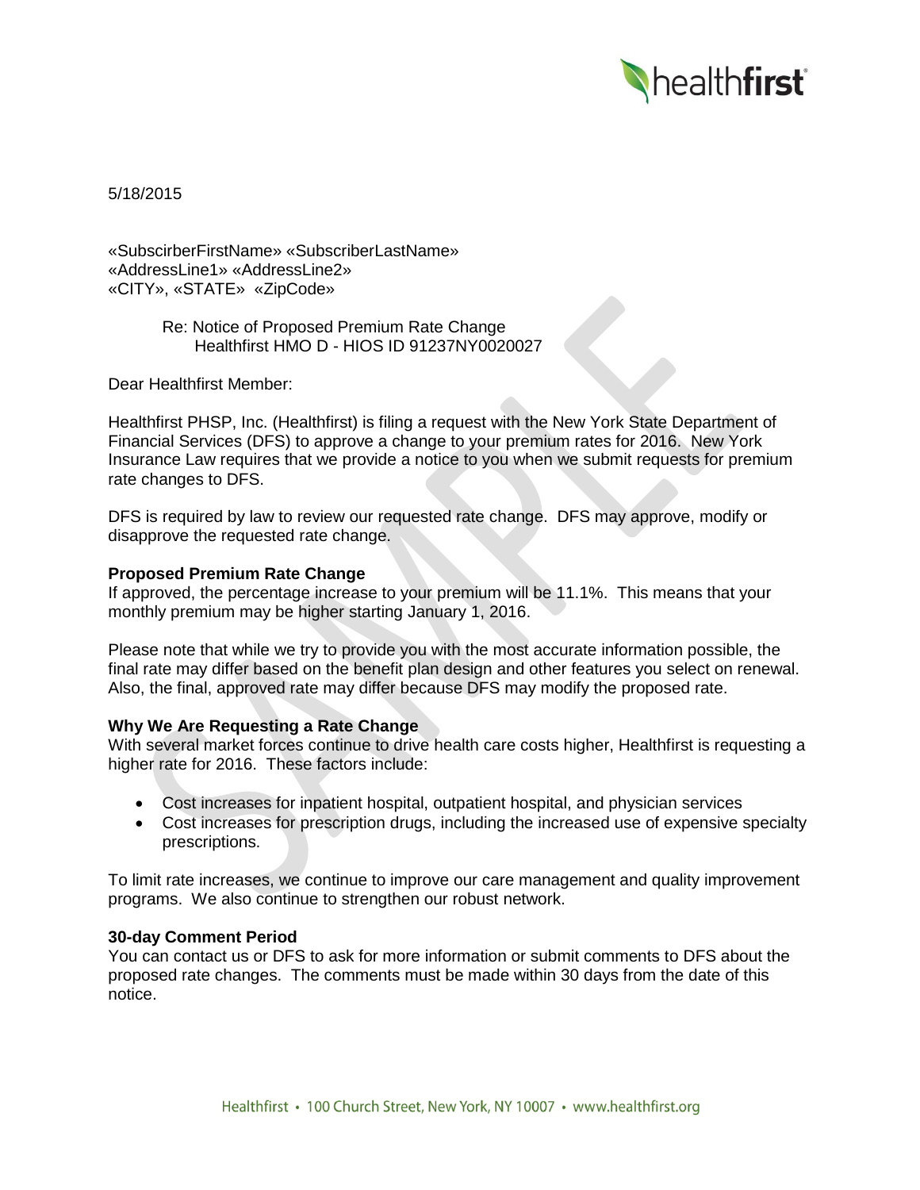5/18/2015

«SubscirberFirstName» «SubscriberLastName»
«AddressLine1» «AddressLine2»
«CITY», «STATE» «ZipCode»

Re: Notice of Proposed Premium Rate Change
Healthfirst HMO D - HIOS ID 91237NY0020027

Dear Healthfirst Member:

Healthfirst PHSP, Inc. (Healthfirst) is filing a request with the New York State Department of Financial Services (DFS) to approve a change to your premium rates for 2016. New York Insurance Law requires that we provide a notice to you when we submit requests for premium rate changes to DFS.

DFS is required by law to review our requested rate change. DFS may approve, modify or disapprove the requested rate change.

**Proposed Premium Rate Change**

If approved, the percentage increase to your premium will be 11.1%. This means that your monthly premium may be higher starting January 1, 2016.

Please note that while we try to provide you with the most accurate information possible, the final rate may differ based on the benefit plan design and other features you select on renewal. Also, the final, approved rate may differ because DFS may modify the proposed rate.

**Why We Are Requesting a Rate Change**

With several market forces continue to drive health care costs higher, Healthfirst is requesting a higher rate for 2016. These factors include:

- Cost increases for inpatient hospital, outpatient hospital, and physician services
- Cost increases for prescription drugs, including the increased use of expensive specialty prescriptions.

To limit rate increases, we continue to improve our care management and quality improvement programs. We also continue to strengthen our robust network.

**30-day Comment Period**

You can contact us or DFS to ask for more information or submit comments to DFS about the proposed rate changes. The comments must be made within 30 days from the date of this notice.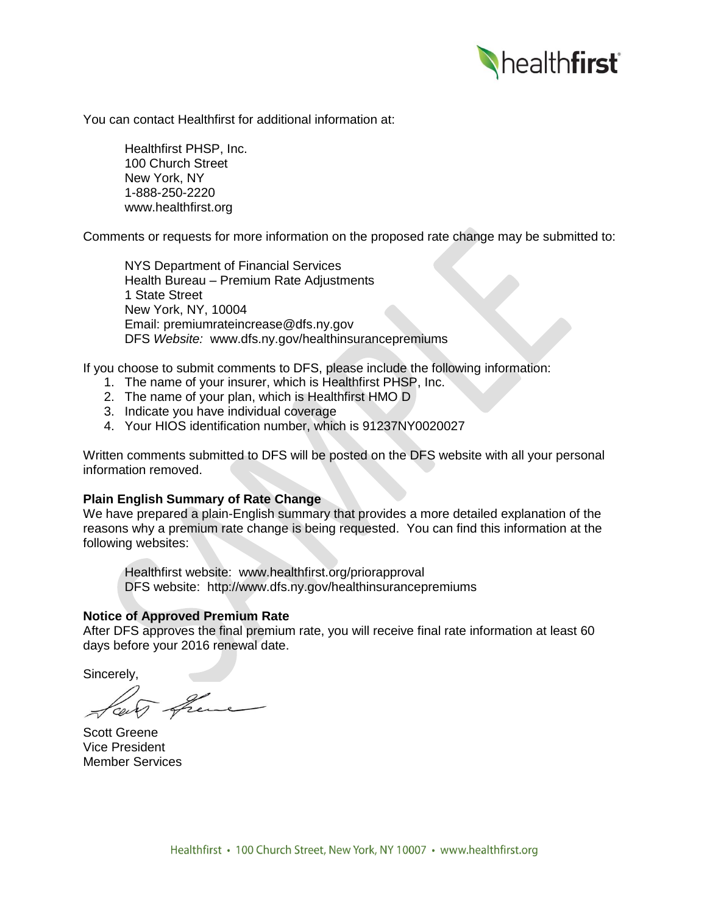You can contact Healthfirst for additional information at:

Healthfirst PHSP, Inc.
100 Church Street
New York, NY
1-888-250-2220
www.healthfirst.org

Comments or requests for more information on the proposed rate change may be submitted to:

NYS Department of Financial Services
Health Bureau – Premium Rate Adjustments
1 State Street
New York, NY, 10004
Email: premiumrateincrease@dfs.ny.gov
DFS *Website:* www.dfs.ny.gov/healthinsurancepremiums

If you choose to submit comments to DFS, please include the following information:

1. The name of your insurer, which is Healthfirst PHSP, Inc.
2. The name of your plan, which is Healthfirst HMO D
3. Indicate you have individual coverage
4. Your HIOS identification number, which is 91237NY0020027

Written comments submitted to DFS will be posted on the DFS website with all your personal information removed.

**Plain English Summary of Rate Change**

We have prepared a plain-English summary that provides a more detailed explanation of the reasons why a premium rate change is being requested. You can find this information at the following websites:

Healthfirst website: www.healthfirst.org/priorapproval
DFS website: http://www.dfs.ny.gov/healthinsurancepremiums

**Notice of Approved Premium Rate**

After DFS approves the final premium rate, you will receive final rate information at least 60 days before your 2016 renewal date.

Sincerely,

Scott Greene
Vice President
Member Services